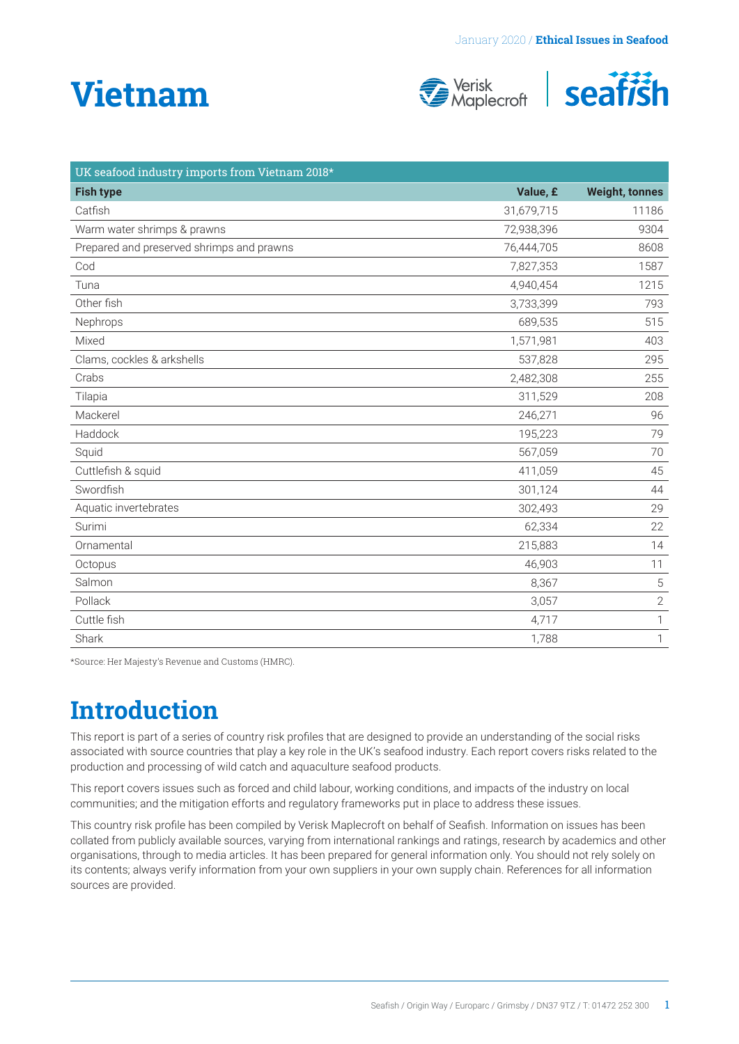# Vietnam

| UK seafood industry imports from Vietnam 2018* | | |
|---|---|---|
| **Fish type** | **Value, £** | **Weight, tonnes** |
| Catfish | 31,679,715 | 11186 |
| Warm water shrimps & prawns | 72,938,396 | 9304 |
| Prepared and preserved shrimps and prawns | 76,444,705 | 8608 |
| Cod | 7,827,353 | 1587 |
| Tuna | 4,940,454 | 1215 |
| Other fish | 3,733,399 | 793 |
| Nephrops | 689,535 | 515 |
| Mixed | 1,571,981 | 403 |
| Clams, cockles & arkshells | 537,828 | 295 |
| Crabs | 2,482,308 | 255 |
| Tilapia | 311,529 | 208 |
| Mackerel | 246,271 | 96 |
| Haddock | 195,223 | 79 |
| Squid | 567,059 | 70 |
| Cuttlefish & squid | 411,059 | 45 |
| Swordfish | 301,124 | 44 |
| Aquatic invertebrates | 302,493 | 29 |
| Surimi | 62,334 | 22 |
| Ornamental | 215,883 | 14 |
| Octopus | 46,903 | 11 |
| Salmon | 8,367 | 5 |
| Pollack | 3,057 | 2 |
| Cuttle fish | 4,717 | 1 |
| Shark | 1,788 | 1 |

*Source: Her Majesty's Revenue and Customs (HMRC).

## Introduction

This report is part of a series of country risk profiles that are designed to provide an understanding of the social risks associated with source countries that play a key role in the UK's seafood industry. Each report covers risks related to the production and processing of wild catch and aquaculture seafood products.

This report covers issues such as forced and child labour, working conditions, and impacts of the industry on local communities; and the mitigation efforts and regulatory frameworks put in place to address these issues.

This country risk profile has been compiled by Verisk Maplecroft on behalf of Seafish. Information on issues has been collated from publicly available sources, varying from international rankings and ratings, research by academics and other organisations, through to media articles. It has been prepared for general information only. You should not rely solely on its contents; always verify information from your own suppliers in your own supply chain. References for all information sources are provided.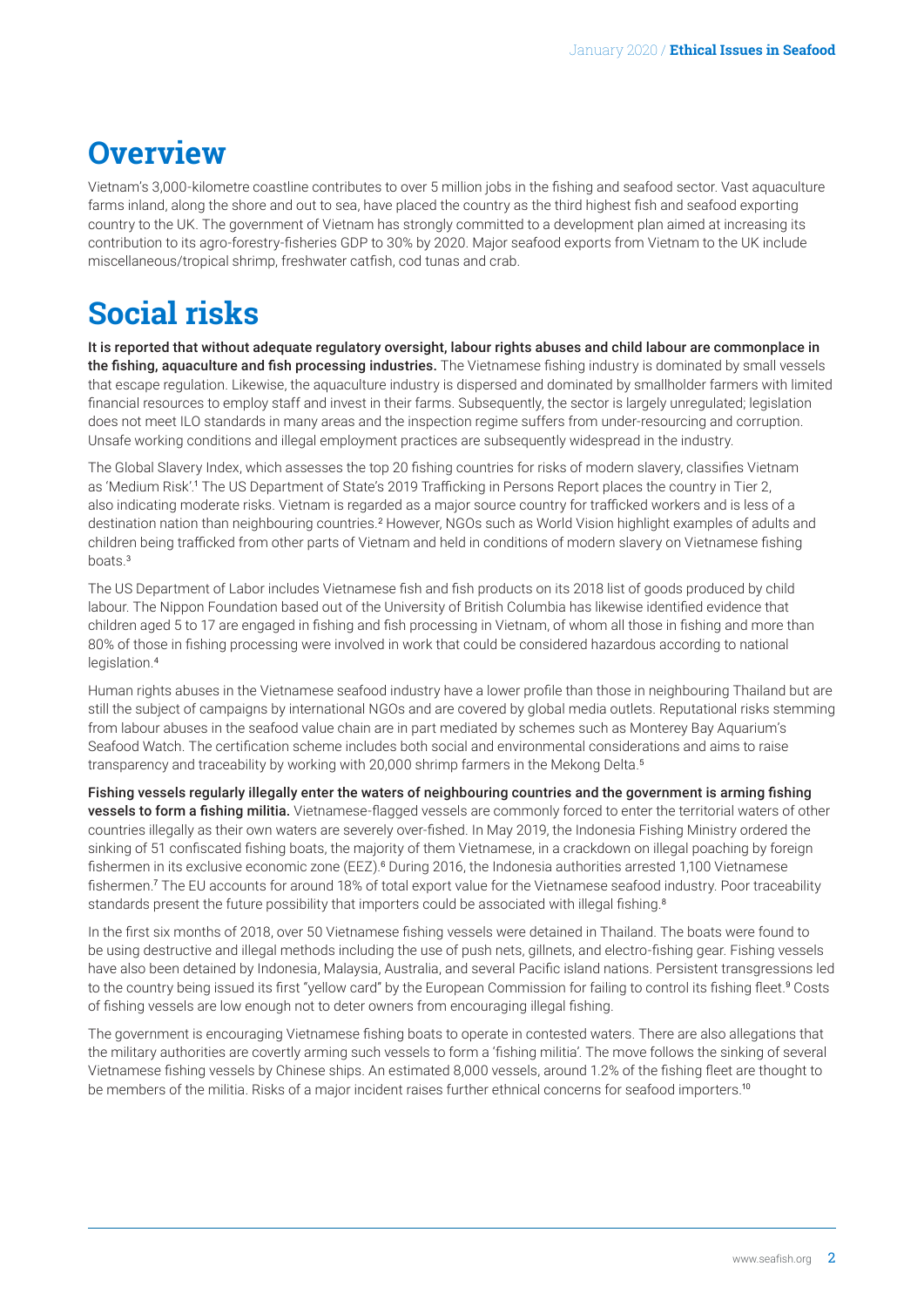# Overview

Vietnam's 3,000-kilometre coastline contributes to over 5 million jobs in the fishing and seafood sector. Vast aquaculture farms inland, along the shore and out to sea, have placed the country as the third highest fish and seafood exporting country to the UK. The government of Vietnam has strongly committed to a development plan aimed at increasing its contribution to its agro-forestry-fisheries GDP to 30% by 2020. Major seafood exports from Vietnam to the UK include miscellaneous/tropical shrimp, freshwater catfish, cod tunas and crab.

# Social risks

**It is reported that without adequate regulatory oversight, labour rights abuses and child labour are commonplace in the fishing, aquaculture and fish processing industries.** The Vietnamese fishing industry is dominated by small vessels that escape regulation. Likewise, the aquaculture industry is dispersed and dominated by smallholder farmers with limited financial resources to employ staff and invest in their farms. Subsequently, the sector is largely unregulated; legislation does not meet ILO standards in many areas and the inspection regime suffers from under-resourcing and corruption. Unsafe working conditions and illegal employment practices are subsequently widespread in the industry.

The Global Slavery Index, which assesses the top 20 fishing countries for risks of modern slavery, classifies Vietnam as 'Medium Risk'.[1] The US Department of State's 2019 Trafficking in Persons Report places the country in Tier 2, also indicating moderate risks. Vietnam is regarded as a major source country for trafficked workers and is less of a destination nation than neighbouring countries.[2] However, NGOs such as World Vision highlight examples of adults and children being trafficked from other parts of Vietnam and held in conditions of modern slavery on Vietnamese fishing boats.[3]

The US Department of Labor includes Vietnamese fish and fish products on its 2018 list of goods produced by child labour. The Nippon Foundation based out of the University of British Columbia has likewise identified evidence that children aged 5 to 17 are engaged in fishing and fish processing in Vietnam, of whom all those in fishing and more than 80% of those in fishing processing were involved in work that could be considered hazardous according to national legislation.[4]

Human rights abuses in the Vietnamese seafood industry have a lower profile than those in neighbouring Thailand but are still the subject of campaigns by international NGOs and are covered by global media outlets. Reputational risks stemming from labour abuses in the seafood value chain are in part mediated by schemes such as Monterey Bay Aquarium's Seafood Watch. The certification scheme includes both social and environmental considerations and aims to raise transparency and traceability by working with 20,000 shrimp farmers in the Mekong Delta.[5]

**Fishing vessels regularly illegally enter the waters of neighbouring countries and the government is arming fishing vessels to form a fishing militia.** Vietnamese-flagged vessels are commonly forced to enter the territorial waters of other countries illegally as their own waters are severely over-fished. In May 2019, the Indonesia Fishing Ministry ordered the sinking of 51 confiscated fishing boats, the majority of them Vietnamese, in a crackdown on illegal poaching by foreign fishermen in its exclusive economic zone (EEZ).[6] During 2016, the Indonesia authorities arrested 1,100 Vietnamese fishermen.[7] The EU accounts for around 18% of total export value for the Vietnamese seafood industry. Poor traceability standards present the future possibility that importers could be associated with illegal fishing.[8]

In the first six months of 2018, over 50 Vietnamese fishing vessels were detained in Thailand. The boats were found to be using destructive and illegal methods including the use of push nets, gillnets, and electro-fishing gear. Fishing vessels have also been detained by Indonesia, Malaysia, Australia, and several Pacific island nations. Persistent transgressions led to the country being issued its first "yellow card" by the European Commission for failing to control its fishing fleet.[9] Costs of fishing vessels are low enough not to deter owners from encouraging illegal fishing.

The government is encouraging Vietnamese fishing boats to operate in contested waters. There are also allegations that the military authorities are covertly arming such vessels to form a 'fishing militia'. The move follows the sinking of several Vietnamese fishing vessels by Chinese ships. An estimated 8,000 vessels, around 1.2% of the fishing fleet are thought to be members of the militia. Risks of a major incident raises further ethnical concerns for seafood importers.[10]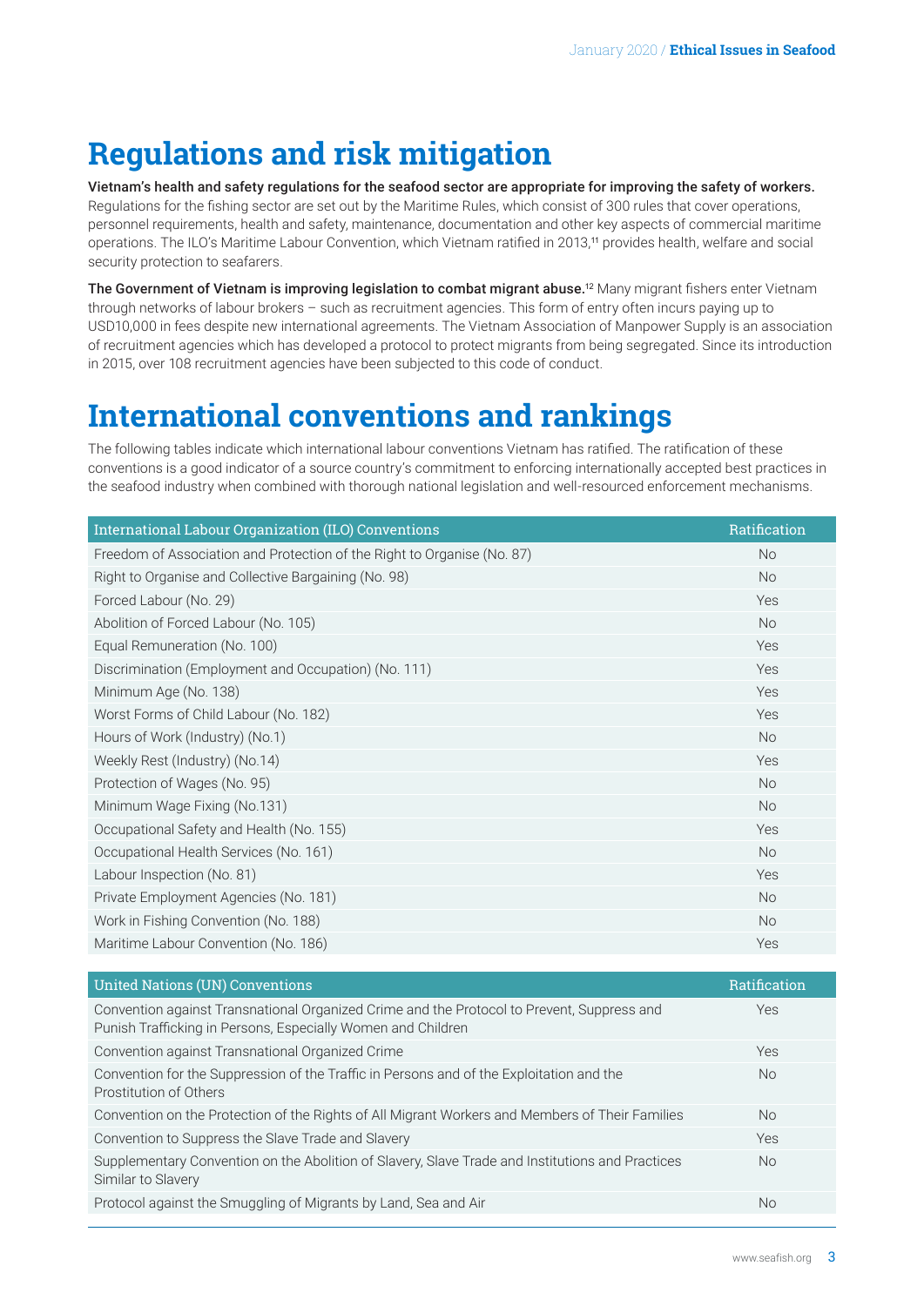# Regulations and risk mitigation

**Vietnam's health and safety regulations for the seafood sector are appropriate for improving the safety of workers.** Regulations for the fishing sector are set out by the Maritime Rules, which consist of 300 rules that cover operations, personnel requirements, health and safety, maintenance, documentation and other key aspects of commercial maritime operations. The ILO's Maritime Labour Convention, which Vietnam ratified in 2013,[11] provides health, welfare and social security protection to seafarers.

**The Government of Vietnam is improving legislation to combat migrant abuse.**[12] Many migrant fishers enter Vietnam through networks of labour brokers – such as recruitment agencies. This form of entry often incurs paying up to USD10,000 in fees despite new international agreements. The Vietnam Association of Manpower Supply is an association of recruitment agencies which has developed a protocol to protect migrants from being segregated. Since its introduction in 2015, over 108 recruitment agencies have been subjected to this code of conduct.

# International conventions and rankings

The following tables indicate which international labour conventions Vietnam has ratified. The ratification of these conventions is a good indicator of a source country's commitment to enforcing internationally accepted best practices in the seafood industry when combined with thorough national legislation and well-resourced enforcement mechanisms.

| International Labour Organization (ILO) Conventions | Ratification |
|---|---|
| Freedom of Association and Protection of the Right to Organise (No. 87) | No |
| Right to Organise and Collective Bargaining (No. 98) | No |
| Forced Labour (No. 29) | Yes |
| Abolition of Forced Labour (No. 105) | No |
| Equal Remuneration (No. 100) | Yes |
| Discrimination (Employment and Occupation) (No. 111) | Yes |
| Minimum Age (No. 138) | Yes |
| Worst Forms of Child Labour (No. 182) | Yes |
| Hours of Work (Industry) (No.1) | No |
| Weekly Rest (Industry) (No.14) | Yes |
| Protection of Wages (No. 95) | No |
| Minimum Wage Fixing (No.131) | No |
| Occupational Safety and Health (No. 155) | Yes |
| Occupational Health Services (No. 161) | No |
| Labour Inspection (No. 81) | Yes |
| Private Employment Agencies (No. 181) | No |
| Work in Fishing Convention (No. 188) | No |
| Maritime Labour Convention (No. 186) | Yes |

| United Nations (UN) Conventions | Ratification |
|---|---|
| Convention against Transnational Organized Crime and the Protocol to Prevent, Suppress and Punish Trafficking in Persons, Especially Women and Children | Yes |
| Convention against Transnational Organized Crime | Yes |
| Convention for the Suppression of the Traffic in Persons and of the Exploitation and the Prostitution of Others | No |
| Convention on the Protection of the Rights of All Migrant Workers and Members of Their Families | No |
| Convention to Suppress the Slave Trade and Slavery | Yes |
| Supplementary Convention on the Abolition of Slavery, Slave Trade and Institutions and Practices Similar to Slavery | No |
| Protocol against the Smuggling of Migrants by Land, Sea and Air | No |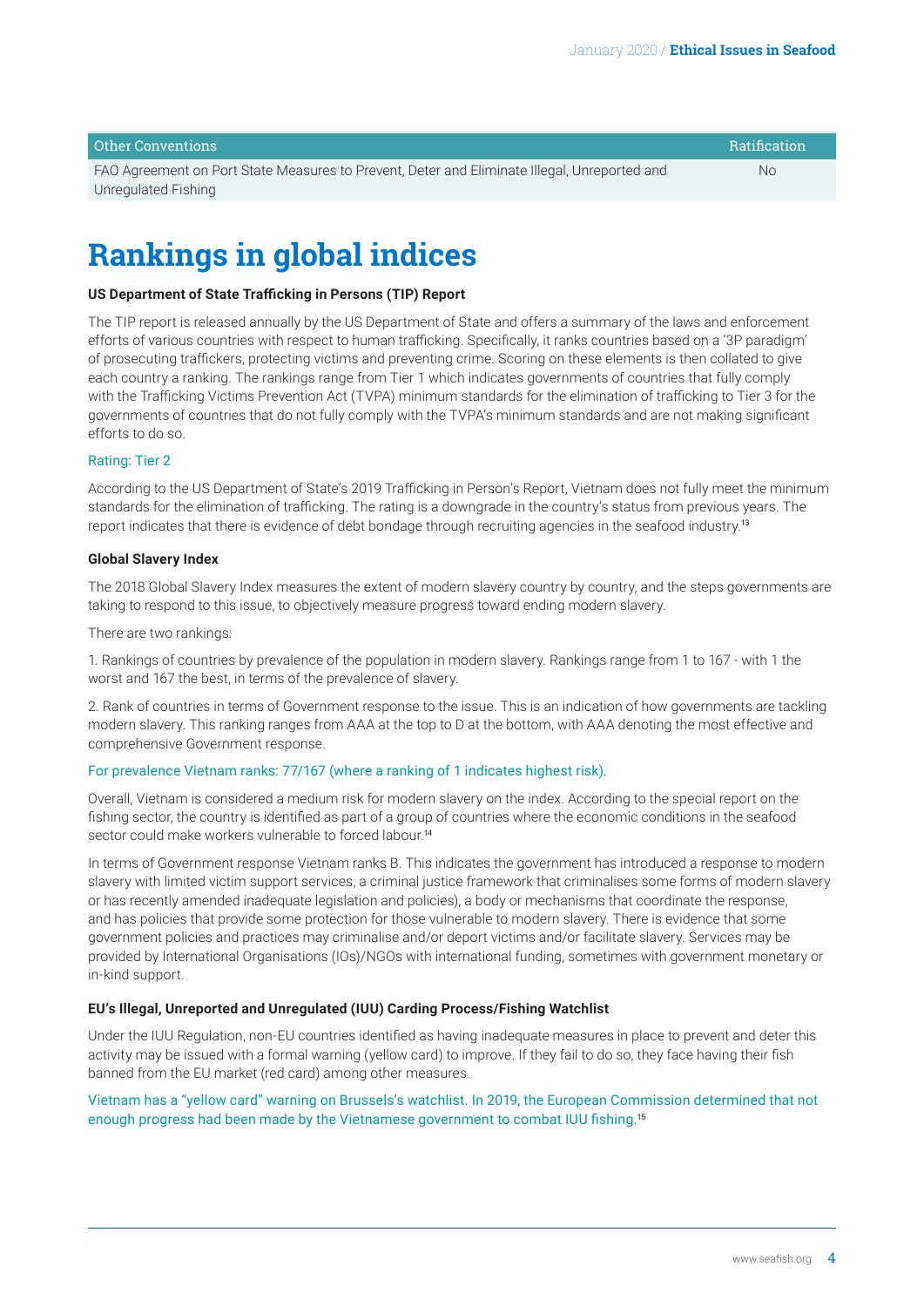| Other Conventions | Ratification |
| --- | --- |
| FAO Agreement on Port State Measures to Prevent, Deter and Eliminate Illegal, Unreported and Unregulated Fishing | No |

# Rankings in global indices

**US Department of State Trafficking in Persons (TIP) Report**

The TIP report is released annually by the US Department of State and offers a summary of the laws and enforcement efforts of various countries with respect to human trafficking. Specifically, it ranks countries based on a '3P paradigm' of prosecuting traffickers, protecting victims and preventing crime. Scoring on these elements is then collated to give each country a ranking. The rankings range from Tier 1 which indicates governments of countries that fully comply with the Trafficking Victims Prevention Act (TVPA) minimum standards for the elimination of trafficking to Tier 3 for the governments of countries that do not fully comply with the TVPA's minimum standards and are not making significant efforts to do so.

Rating: Tier 2

According to the US Department of State's 2019 Trafficking in Person's Report, Vietnam does not fully meet the minimum standards for the elimination of trafficking. The rating is a downgrade in the country's status from previous years. The report indicates that there is evidence of debt bondage through recruiting agencies in the seafood industry.[13]

**Global Slavery Index**

The 2018 Global Slavery Index measures the extent of modern slavery country by country, and the steps governments are taking to respond to this issue, to objectively measure progress toward ending modern slavery.

There are two rankings:

1. Rankings of countries by prevalence of the population in modern slavery. Rankings range from 1 to 167 - with 1 the worst and 167 the best, in terms of the prevalence of slavery.

2. Rank of countries in terms of Government response to the issue. This is an indication of how governments are tackling modern slavery. This ranking ranges from AAA at the top to D at the bottom, with AAA denoting the most effective and comprehensive Government response.

For prevalence Vietnam ranks: 77/167 (where a ranking of 1 indicates highest risk).

Overall, Vietnam is considered a medium risk for modern slavery on the index. According to the special report on the fishing sector, the country is identified as part of a group of countries where the economic conditions in the seafood sector could make workers vulnerable to forced labour.[14]

In terms of Government response Vietnam ranks B. This indicates the government has introduced a response to modern slavery with limited victim support services, a criminal justice framework that criminalises some forms of modern slavery or has recently amended inadequate legislation and policies), a body or mechanisms that coordinate the response, and has policies that provide some protection for those vulnerable to modern slavery. There is evidence that some government policies and practices may criminalise and/or deport victims and/or facilitate slavery. Services may be provided by International Organisations (IOs)/NGOs with international funding, sometimes with government monetary or in-kind support.

**EU's Illegal, Unreported and Unregulated (IUU) Carding Process/Fishing Watchlist**

Under the IUU Regulation, non-EU countries identified as having inadequate measures in place to prevent and deter this activity may be issued with a formal warning (yellow card) to improve. If they fail to do so, they face having their fish banned from the EU market (red card) among other measures.

Vietnam has a "yellow card" warning on Brussels's watchlist. In 2019, the European Commission determined that not enough progress had been made by the Vietnamese government to combat IUU fishing.[15]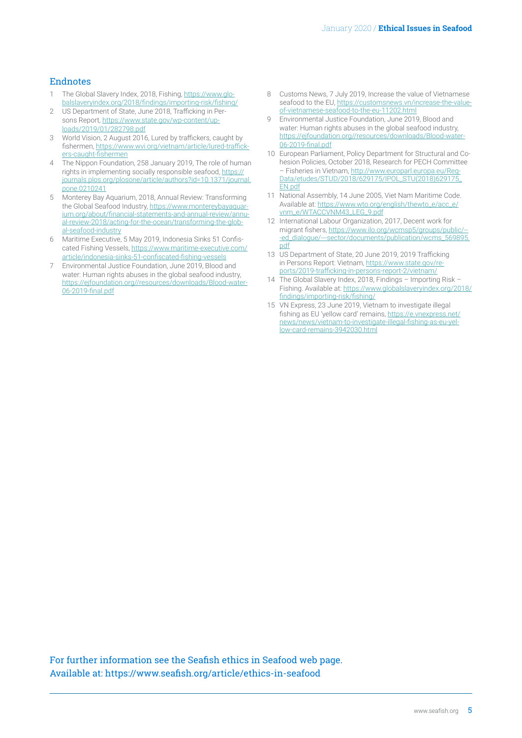## Endnotes

1. The Global Slavery Index, 2018, Fishing, https://www.globalslaveryindex.org/2018/findings/importing-risk/fishing/
2. US Department of State, June 2018, Trafficking in Persons Report, https://www.state.gov/wp-content/uploads/2019/01/282798.pdf
3. World Vision, 2 August 2016, Lured by traffickers, caught by fishermen, https://www.wvi.org/vietnam/article/lured-traffickers-caught-fishermen
4. The Nippon Foundation, 258 January 2019, The role of human rights in implementing socially responsible seafood, https://journals.plos.org/plosone/article/authors?id=10.1371/journal.pone.0210241
5. Monterey Bay Aquarium, 2018, Annual Review: Transforming the Global Seafood Industry, https://www.montereybayaquarium.org/about/financial-statements-and-annual-review/annual-review-2018/acting-for-the-ocean/transforming-the-global-seafood-industry
6. Maritime Executive, 5 May 2019, Indonesia Sinks 51 Confiscated Fishing Vessels, https://www.maritime-executive.com/article/indonesia-sinks-51-confiscated-fishing-vessels
7. Environmental Justice Foundation, June 2019, Blood and water: Human rights abuses in the global seafood industry, https://ejfoundation.org//resources/downloads/Blood-water-06-2019-final.pdf
8. Customs News, 7 July 2019, Increase the value of Vietnamese seafood to the EU, https://customsnews.vn/increase-the-value-of-vietnamese-seafood-to-the-eu-11202.html
9. Environmental Justice Foundation, June 2019, Blood and water: Human rights abuses in the global seafood industry, https://ejfoundation.org//resources/downloads/Blood-water-06-2019-final.pdf
10. European Parliament, Policy Department for Structural and Cohesion Policies, October 2018, Research for PECH Committee – Fisheries in Vietnam, http://www.europarl.europa.eu/RegData/etudes/STUD/2018/629175/IPOL_STU(2018)629175_EN.pdf
11. National Assembly, 14 June 2005, Viet Nam Maritime Code. Available at: https://www.wto.org/english/thewto_e/acc_e/vnm_e/WTACCVNM43_LEG_9.pdf
12. International Labour Organization, 2017, Decent work for migrant fishers, https://www.ilo.org/wcmsp5/groups/public/---ed_dialogue/---sector/documents/publication/wcms_569895.pdf
13. US Department of State, 20 June 2019, 2019 Trafficking in Persons Report: Vietnam, https://www.state.gov/reports/2019-trafficking-in-persons-report-2/vietnam/
14. The Global Slavery Index, 2018, Findings – Importing Risk – Fishing. Available at: https://www.globalslaveryindex.org/2018/findings/importing-risk/fishing/
15. VN Express, 23 June 2019, Vietnam to investigate illegal fishing as EU 'yellow card' remains, https://e.vnexpress.net/news/news/vietnam-to-investigate-illegal-fishing-as-eu-yellow-card-remains-3942030.html

For further information see the Seafish ethics in Seafood web page. Available at: https://www.seafish.org/article/ethics-in-seafood